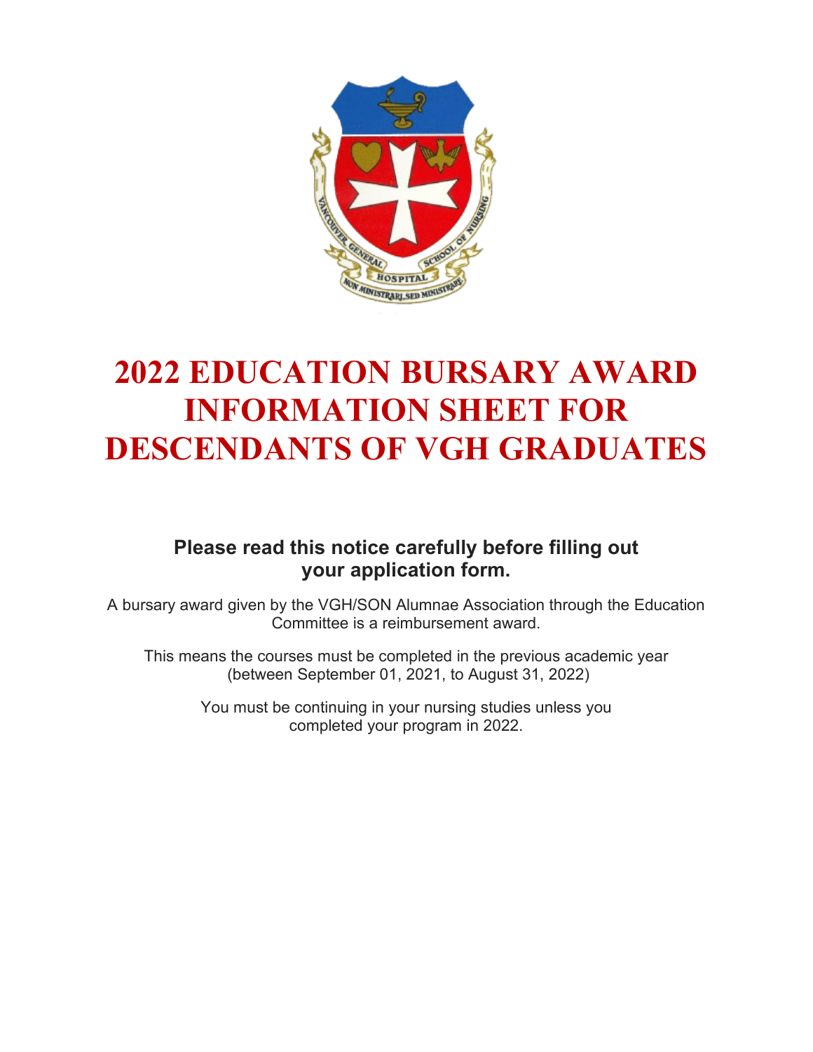# 2022 EDUCATION BURSARY AWARD INFORMATION SHEET FOR DESCENDANTS OF VGH GRADUATES

**Please read this notice carefully before filling out your application form.**

A bursary award given by the VGH/SON Alumnae Association through the Education Committee is a reimbursement award.

This means the courses must be completed in the previous academic year (between September 01, 2021, to August 31, 2022)

You must be continuing in your nursing studies unless you completed your program in 2022.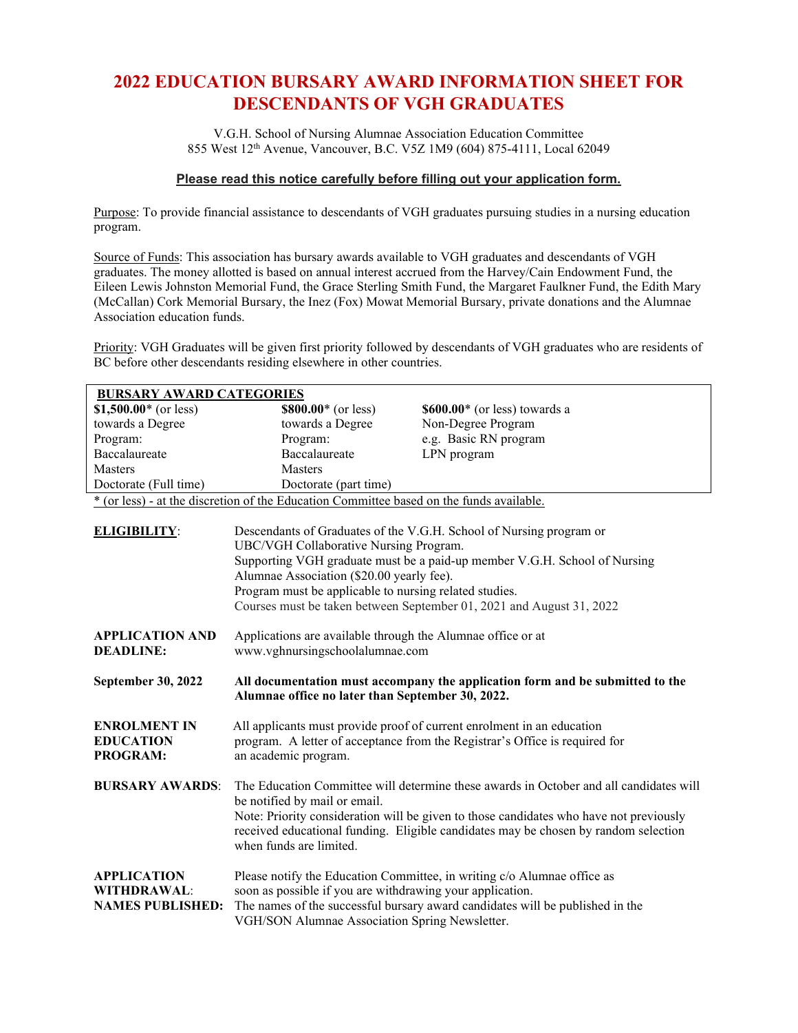# 2022 EDUCATION BURSARY AWARD INFORMATION SHEET FOR DESCENDANTS OF VGH GRADUATES

V.G.H. School of Nursing Alumnae Association Education Committee
855 West 12th Avenue, Vancouver, B.C. V5Z 1M9 (604) 875-4111, Local 62049

**Please read this notice carefully before filling out your application form.**

Purpose: To provide financial assistance to descendants of VGH graduates pursuing studies in a nursing education program.

Source of Funds: This association has bursary awards available to VGH graduates and descendants of VGH graduates. The money allotted is based on annual interest accrued from the Harvey/Cain Endowment Fund, the Eileen Lewis Johnston Memorial Fund, the Grace Sterling Smith Fund, the Margaret Faulkner Fund, the Edith Mary (McCallan) Cork Memorial Bursary, the Inez (Fox) Mowat Memorial Bursary, private donations and the Alumnae Association education funds.

Priority: VGH Graduates will be given first priority followed by descendants of VGH graduates who are residents of BC before other descendants residing elsewhere in other countries.

| BURSARY AWARD CATEGORIES | | |
|---|---|---|
| **$1,500.00*** (or less) towards a Degree Program: Baccalaureate, Masters, Doctorate (Full time) | **$800.00*** (or less) towards a Degree Program: Baccalaureate, Masters, Doctorate (part time) | **$600.00*** (or less) towards a Non-Degree Program e.g. Basic RN program, LPN program |

* (or less) - at the discretion of the Education Committee based on the funds available.

**ELIGIBILITY**: Descendants of Graduates of the V.G.H. School of Nursing program or UBC/VGH Collaborative Nursing Program.
Supporting VGH graduate must be a paid-up member V.G.H. School of Nursing Alumnae Association ($20.00 yearly fee).
Program must be applicable to nursing related studies.
Courses must be taken between September 01, 2021 and August 31, 2022

**APPLICATION AND DEADLINE:** Applications are available through the Alumnae office or at www.vghnursingschoolalumnae.com

**September 30, 2022** **All documentation must accompany the application form and be submitted to the Alumnae office no later than September 30, 2022.**

**ENROLMENT IN EDUCATION PROGRAM:** All applicants must provide proof of current enrolment in an education program. A letter of acceptance from the Registrar's Office is required for an academic program.

**BURSARY AWARDS**: The Education Committee will determine these awards in October and all candidates will be notified by mail or email.
Note: Priority consideration will be given to those candidates who have not previously received educational funding. Eligible candidates may be chosen by random selection when funds are limited.

**APPLICATION WITHDRAWAL**: Please notify the Education Committee, in writing c/o Alumnae office as soon as possible if you are withdrawing your application.

**NAMES PUBLISHED:** The names of the successful bursary award candidates will be published in the VGH/SON Alumnae Association Spring Newsletter.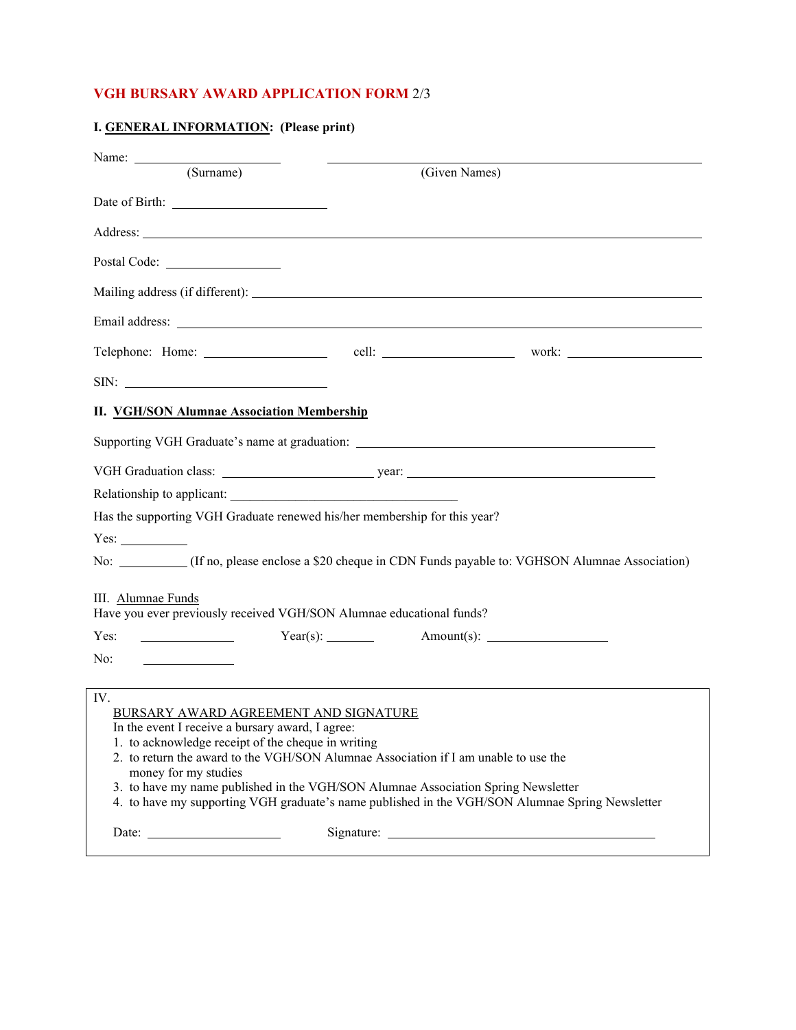# VGH BURSARY AWARD APPLICATION FORM 2/3

## I. GENERAL INFORMATION: (Please print)

Name: ____________________ ____________________________________________
(Surname) (Given Names)

Date of Birth: ____________________

Address: ______________________________________________________________________

Postal Code: ________________

Mailing address (if different): ______________________________________________

Email address: ________________________________________________________________

Telephone: Home: ________________ cell: __________________ work: __________________

SIN: ___________________________

## II. VGH/SON Alumnae Association Membership

Supporting VGH Graduate's name at graduation: ________________________________________

VGH Graduation class: ____________________ year: __________________________________

Relationship to applicant: ______________________________

Has the supporting VGH Graduate renewed his/her membership for this year?

Yes: __________

No: __________ (If no, please enclose a $20 cheque in CDN Funds payable to: VGHSON Alumnae Association)

## III. Alumnae Funds

Have you ever previously received VGH/SON Alumnae educational funds?

Yes: ____________ Year(s): _______ Amount(s): ________________

No: ____________

## IV. BURSARY AWARD AGREEMENT AND SIGNATURE

In the event I receive a bursary award, I agree:

1. to acknowledge receipt of the cheque in writing
2. to return the award to the VGH/SON Alumnae Association if I am unable to use the money for my studies
3. to have my name published in the VGH/SON Alumnae Association Spring Newsletter
4. to have my supporting VGH graduate's name published in the VGH/SON Alumnae Spring Newsletter

Date: __________________ Signature: ____________________________________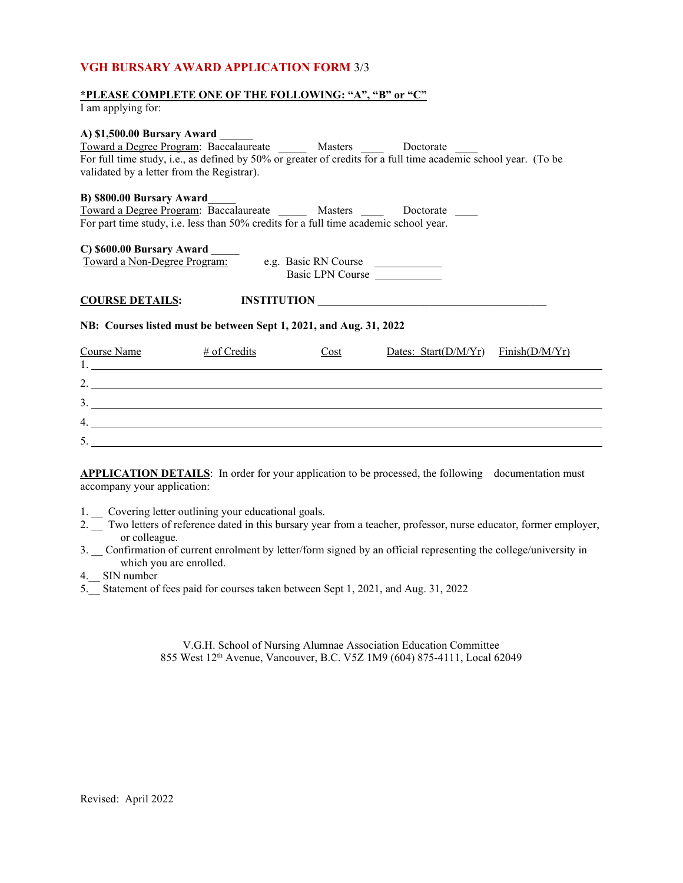# VGH BURSARY AWARD APPLICATION FORM 3/3

**\*PLEASE COMPLETE ONE OF THE FOLLOWING: "A", "B" or "C"**

I am applying for:

**A) $1,500.00 Bursary Award** ______

Toward a Degree Program: Baccalaureate _____ Masters ____ Doctorate ____

For full time study, i.e., as defined by 50% or greater of credits for a full time academic school year. (To be validated by a letter from the Registrar).

**B) $800.00 Bursary Award** _____

Toward a Degree Program: Baccalaureate _____ Masters ____ Doctorate ____

For part time study, i.e. less than 50% credits for a full time academic school year.

**C) $600.00 Bursary Award** _____

Toward a Non-Degree Program: e.g. Basic RN Course ____________

Basic LPN Course ____________

**COURSE DETAILS:** **INSTITUTION** ________________________________________

**NB: Courses listed must be between Sept 1, 2021, and Aug. 31, 2022**

| Course Name | # of Credits | Cost | Dates: Start(D/M/Yr) | Finish(D/M/Yr) |
|---|---|---|---|---|
| 1. | | | | |
| 2. | | | | |
| 3. | | | | |
| 4. | | | | |
| 5. | | | | |

**APPLICATION DETAILS**: In order for your application to be processed, the following documentation must accompany your application:

1. __ Covering letter outlining your educational goals.
2. __ Two letters of reference dated in this bursary year from a teacher, professor, nurse educator, former employer, or colleague.
3. __ Confirmation of current enrolment by letter/form signed by an official representing the college/university in which you are enrolled.
4. __ SIN number
5. __ Statement of fees paid for courses taken between Sept 1, 2021, and Aug. 31, 2022

V.G.H. School of Nursing Alumnae Association Education Committee
855 West 12th Avenue, Vancouver, B.C. V5Z 1M9 (604) 875-4111, Local 62049

Revised: April 2022